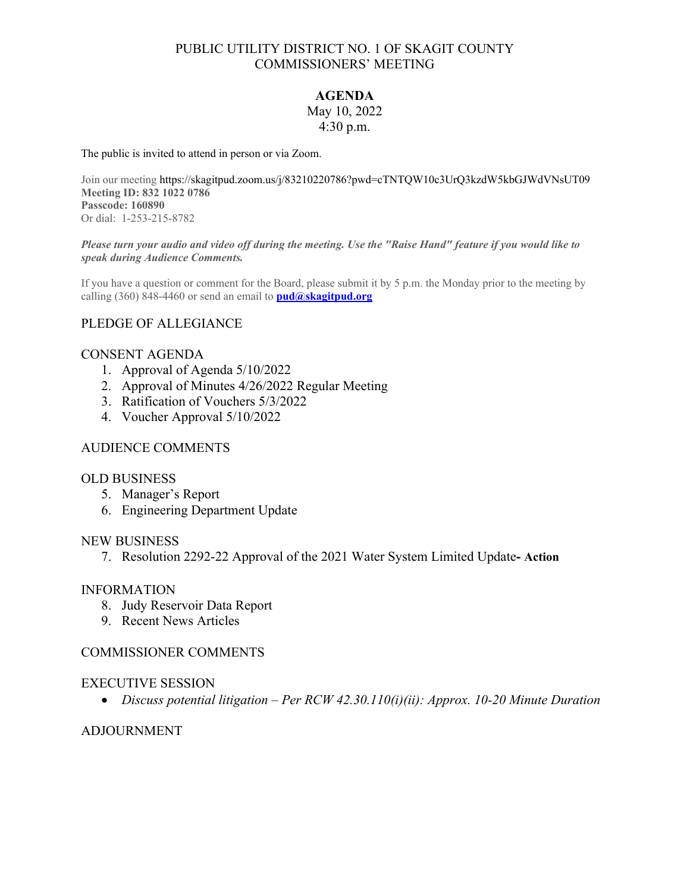# PUBLIC UTILITY DISTRICT NO. 1 OF SKAGIT COUNTY
# COMMISSIONERS' MEETING

## AGENDA

May 10, 2022
4:30 p.m.

The public is invited to attend in person or via Zoom.

Join our meeting https://skagitpud.zoom.us/j/83210220786?pwd=cTNTQW10c3UrQ3kzdW5kbGJWdVNsUT09
**Meeting ID: 832 1022 0786**
**Passcode: 160890**
Or dial: 1-253-215-8782

***Please turn your audio and video off during the meeting. Use the "Raise Hand" feature if you would like to speak during Audience Comments.***

If you have a question or comment for the Board, please submit it by 5 p.m. the Monday prior to the meeting by calling (360) 848-4460 or send an email to **pud@skagitpud.org**

PLEDGE OF ALLEGIANCE

CONSENT AGENDA

1. Approval of Agenda 5/10/2022
2. Approval of Minutes 4/26/2022 Regular Meeting
3. Ratification of Vouchers 5/3/2022
4. Voucher Approval 5/10/2022

AUDIENCE COMMENTS

OLD BUSINESS

5. Manager's Report
6. Engineering Department Update

NEW BUSINESS

7. Resolution 2292-22 Approval of the 2021 Water System Limited Update**- Action**

INFORMATION

8. Judy Reservoir Data Report
9. Recent News Articles

COMMISSIONER COMMENTS

EXECUTIVE SESSION

- *Discuss potential litigation – Per RCW 42.30.110(i)(ii): Approx. 10-20 Minute Duration*

ADJOURNMENT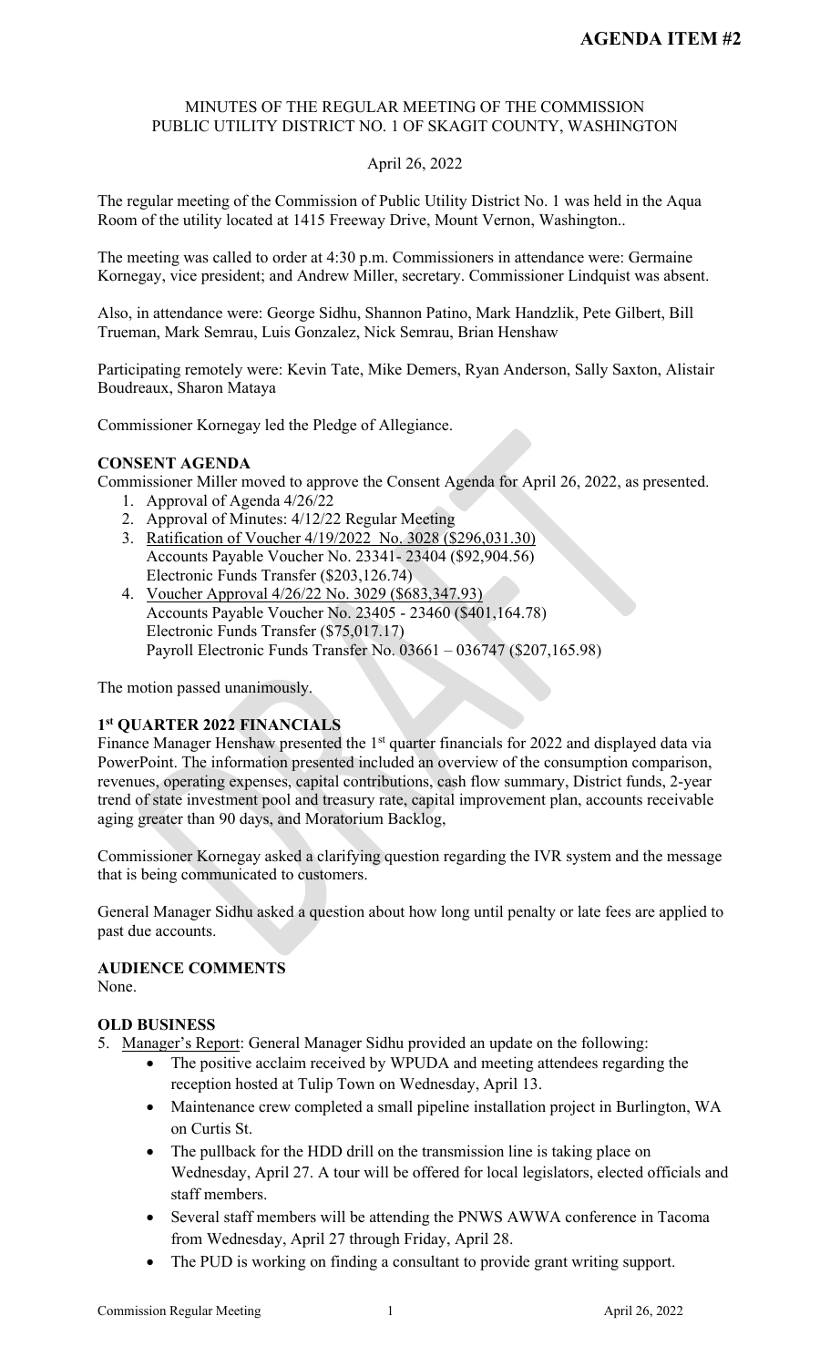**AGENDA ITEM #2**

MINUTES OF THE REGULAR MEETING OF THE COMMISSION
PUBLIC UTILITY DISTRICT NO. 1 OF SKAGIT COUNTY, WASHINGTON

April 26, 2022

The regular meeting of the Commission of Public Utility District No. 1 was held in the Aqua Room of the utility located at 1415 Freeway Drive, Mount Vernon, Washington..

The meeting was called to order at 4:30 p.m. Commissioners in attendance were: Germaine Kornegay, vice president; and Andrew Miller, secretary. Commissioner Lindquist was absent.

Also, in attendance were: George Sidhu, Shannon Patino, Mark Handzlik, Pete Gilbert, Bill Trueman, Mark Semrau, Luis Gonzalez, Nick Semrau, Brian Henshaw

Participating remotely were: Kevin Tate, Mike Demers, Ryan Anderson, Sally Saxton, Alistair Boudreaux, Sharon Mataya

Commissioner Kornegay led the Pledge of Allegiance.

**CONSENT AGENDA**

Commissioner Miller moved to approve the Consent Agenda for April 26, 2022, as presented.

1. Approval of Agenda 4/26/22
2. Approval of Minutes: 4/12/22 Regular Meeting
3. Ratification of Voucher 4/19/2022 No. 3028 ($296,031.30)
   Accounts Payable Voucher No. 23341- 23404 ($92,904.56)
   Electronic Funds Transfer ($203,126.74)
4. Voucher Approval 4/26/22 No. 3029 ($683,347.93)
   Accounts Payable Voucher No. 23405 - 23460 ($401,164.78)
   Electronic Funds Transfer ($75,017.17)
   Payroll Electronic Funds Transfer No. 03661 – 036747 ($207,165.98)

The motion passed unanimously.

**1st QUARTER 2022 FINANCIALS**

Finance Manager Henshaw presented the 1st quarter financials for 2022 and displayed data via PowerPoint. The information presented included an overview of the consumption comparison, revenues, operating expenses, capital contributions, cash flow summary, District funds, 2-year trend of state investment pool and treasury rate, capital improvement plan, accounts receivable aging greater than 90 days, and Moratorium Backlog,

Commissioner Kornegay asked a clarifying question regarding the IVR system and the message that is being communicated to customers.

General Manager Sidhu asked a question about how long until penalty or late fees are applied to past due accounts.

**AUDIENCE COMMENTS**

None.

**OLD BUSINESS**

5. Manager's Report: General Manager Sidhu provided an update on the following:
   - The positive acclaim received by WPUDA and meeting attendees regarding the reception hosted at Tulip Town on Wednesday, April 13.
   - Maintenance crew completed a small pipeline installation project in Burlington, WA on Curtis St.
   - The pullback for the HDD drill on the transmission line is taking place on Wednesday, April 27. A tour will be offered for local legislators, elected officials and staff members.
   - Several staff members will be attending the PNWS AWWA conference in Tacoma from Wednesday, April 27 through Friday, April 28.
   - The PUD is working on finding a consultant to provide grant writing support.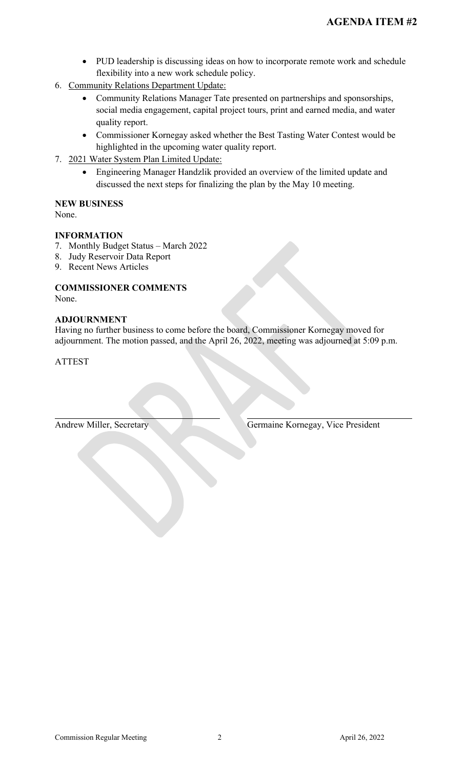**AGENDA ITEM #2**

- PUD leadership is discussing ideas on how to incorporate remote work and schedule flexibility into a new work schedule policy.

6. Community Relations Department Update:
   - Community Relations Manager Tate presented on partnerships and sponsorships, social media engagement, capital project tours, print and earned media, and water quality report.
   - Commissioner Kornegay asked whether the Best Tasting Water Contest would be highlighted in the upcoming water quality report.
7. 2021 Water System Plan Limited Update:
   - Engineering Manager Handzlik provided an overview of the limited update and discussed the next steps for finalizing the plan by the May 10 meeting.

**NEW BUSINESS**

None.

**INFORMATION**

7. Monthly Budget Status – March 2022
8. Judy Reservoir Data Report
9. Recent News Articles

**COMMISSIONER COMMENTS**

None.

**ADJOURNMENT**

Having no further business to come before the board, Commissioner Kornegay moved for adjournment. The motion passed, and the April 26, 2022, meeting was adjourned at 5:09 p.m.

ATTEST

| ______________________________ | ______________________________ |
| --- | --- |
| Andrew Miller, Secretary | Germaine Kornegay, Vice President |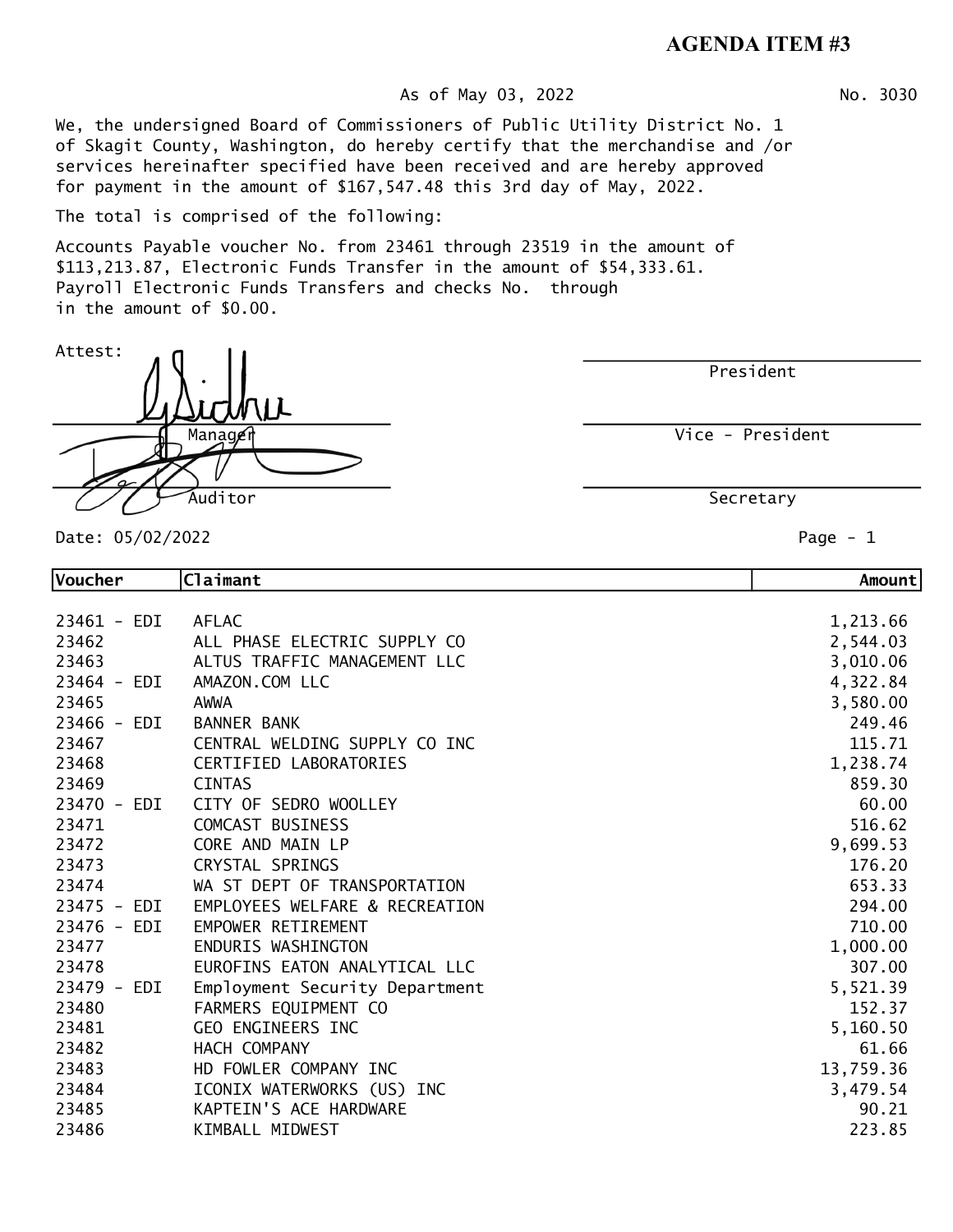**AGENDA ITEM #3**

As of May 03, 2022

No. 3030

We, the undersigned Board of Commissioners of Public Utility District No. 1 of Skagit County, Washington, do hereby certify that the merchandise and /or services hereinafter specified have been received and are hereby approved for payment in the amount of $167,547.48 this 3rd day of May, 2022.

The total is comprised of the following:

Accounts Payable voucher No. from 23461 through 23519 in the amount of $113,213.87, Electronic Funds Transfer in the amount of $54,333.61. Payroll Electronic Funds Transfers and checks No. through in the amount of $0.00.

Attest:

Manager

Auditor

President

Vice - President

Secretary

Date: 05/02/2022

| Voucher | Claimant | Amount |
|---|---|---|
| 23461 - EDI | AFLAC | 1,213.66 |
| 23462 | ALL PHASE ELECTRIC SUPPLY CO | 2,544.03 |
| 23463 | ALTUS TRAFFIC MANAGEMENT LLC | 3,010.06 |
| 23464 - EDI | AMAZON.COM LLC | 4,322.84 |
| 23465 | AWWA | 3,580.00 |
| 23466 - EDI | BANNER BANK | 249.46 |
| 23467 | CENTRAL WELDING SUPPLY CO INC | 115.71 |
| 23468 | CERTIFIED LABORATORIES | 1,238.74 |
| 23469 | CINTAS | 859.30 |
| 23470 - EDI | CITY OF SEDRO WOOLLEY | 60.00 |
| 23471 | COMCAST BUSINESS | 516.62 |
| 23472 | CORE AND MAIN LP | 9,699.53 |
| 23473 | CRYSTAL SPRINGS | 176.20 |
| 23474 | WA ST DEPT OF TRANSPORTATION | 653.33 |
| 23475 - EDI | EMPLOYEES WELFARE & RECREATION | 294.00 |
| 23476 - EDI | EMPOWER RETIREMENT | 710.00 |
| 23477 | ENDURIS WASHINGTON | 1,000.00 |
| 23478 | EUROFINS EATON ANALYTICAL LLC | 307.00 |
| 23479 - EDI | Employment Security Department | 5,521.39 |
| 23480 | FARMERS EQUIPMENT CO | 152.37 |
| 23481 | GEO ENGINEERS INC | 5,160.50 |
| 23482 | HACH COMPANY | 61.66 |
| 23483 | HD FOWLER COMPANY INC | 13,759.36 |
| 23484 | ICONIX WATERWORKS (US) INC | 3,479.54 |
| 23485 | KAPTEIN'S ACE HARDWARE | 90.21 |
| 23486 | KIMBALL MIDWEST | 223.85 |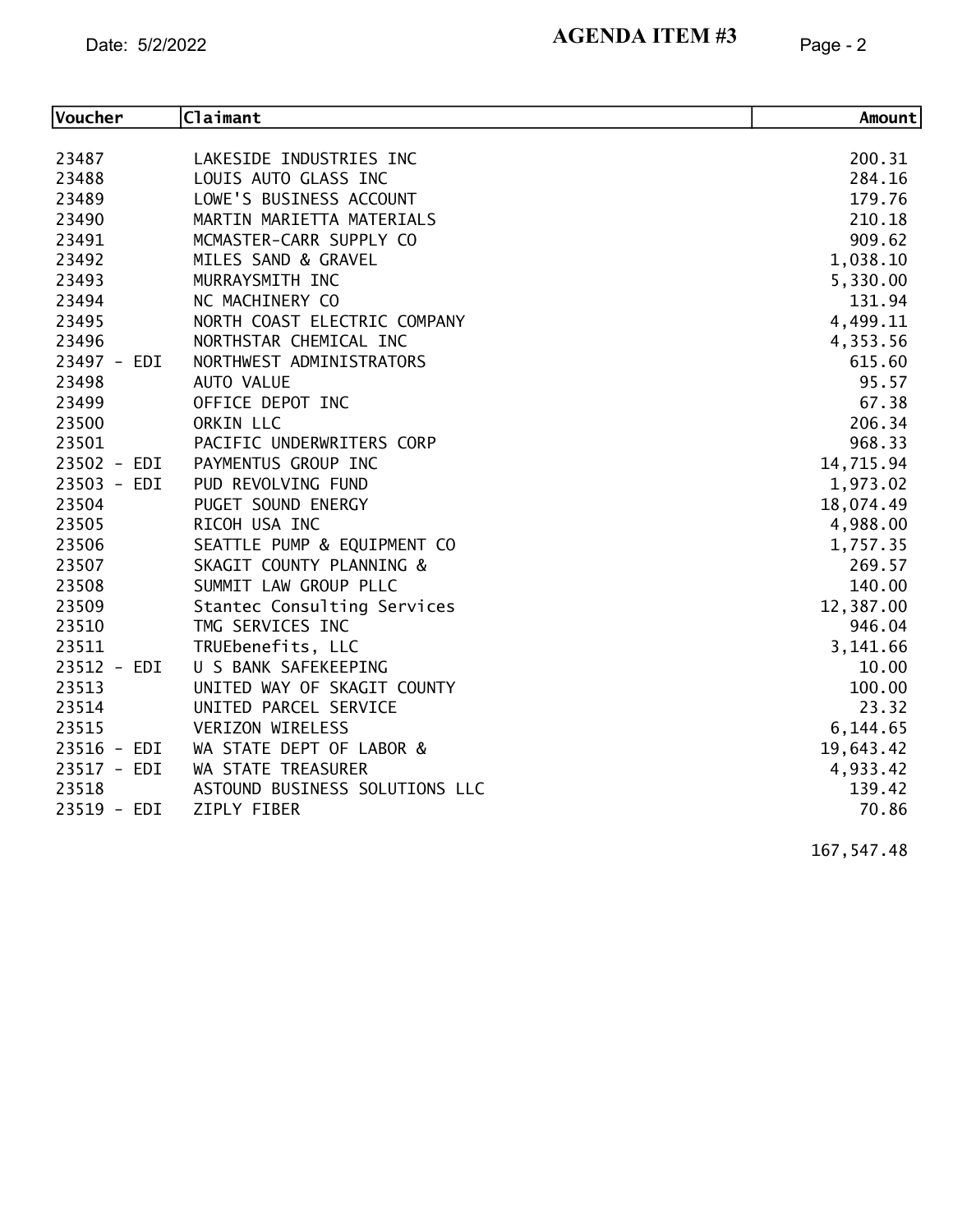**AGENDA ITEM #3**

Date: 5/2/2022

| Voucher | Claimant | Amount |
|---|---|---|
| 23487 | LAKESIDE INDUSTRIES INC | 200.31 |
| 23488 | LOUIS AUTO GLASS INC | 284.16 |
| 23489 | LOWE'S BUSINESS ACCOUNT | 179.76 |
| 23490 | MARTIN MARIETTA MATERIALS | 210.18 |
| 23491 | MCMASTER-CARR SUPPLY CO | 909.62 |
| 23492 | MILES SAND & GRAVEL | 1,038.10 |
| 23493 | MURRAYSMITH INC | 5,330.00 |
| 23494 | NC MACHINERY CO | 131.94 |
| 23495 | NORTH COAST ELECTRIC COMPANY | 4,499.11 |
| 23496 | NORTHSTAR CHEMICAL INC | 4,353.56 |
| 23497 - EDI | NORTHWEST ADMINISTRATORS | 615.60 |
| 23498 | AUTO VALUE | 95.57 |
| 23499 | OFFICE DEPOT INC | 67.38 |
| 23500 | ORKIN LLC | 206.34 |
| 23501 | PACIFIC UNDERWRITERS CORP | 968.33 |
| 23502 - EDI | PAYMENTUS GROUP INC | 14,715.94 |
| 23503 - EDI | PUD REVOLVING FUND | 1,973.02 |
| 23504 | PUGET SOUND ENERGY | 18,074.49 |
| 23505 | RICOH USA INC | 4,988.00 |
| 23506 | SEATTLE PUMP & EQUIPMENT CO | 1,757.35 |
| 23507 | SKAGIT COUNTY PLANNING & | 269.57 |
| 23508 | SUMMIT LAW GROUP PLLC | 140.00 |
| 23509 | Stantec Consulting Services | 12,387.00 |
| 23510 | TMG SERVICES INC | 946.04 |
| 23511 | TRUEbenefits, LLC | 3,141.66 |
| 23512 - EDI | U S BANK SAFEKEEPING | 10.00 |
| 23513 | UNITED WAY OF SKAGIT COUNTY | 100.00 |
| 23514 | UNITED PARCEL SERVICE | 23.32 |
| 23515 | VERIZON WIRELESS | 6,144.65 |
| 23516 - EDI | WA STATE DEPT OF LABOR & | 19,643.42 |
| 23517 - EDI | WA STATE TREASURER | 4,933.42 |
| 23518 | ASTOUND BUSINESS SOLUTIONS LLC | 139.42 |
| 23519 - EDI | ZIPLY FIBER | 70.86 |
| | | 167,547.48 |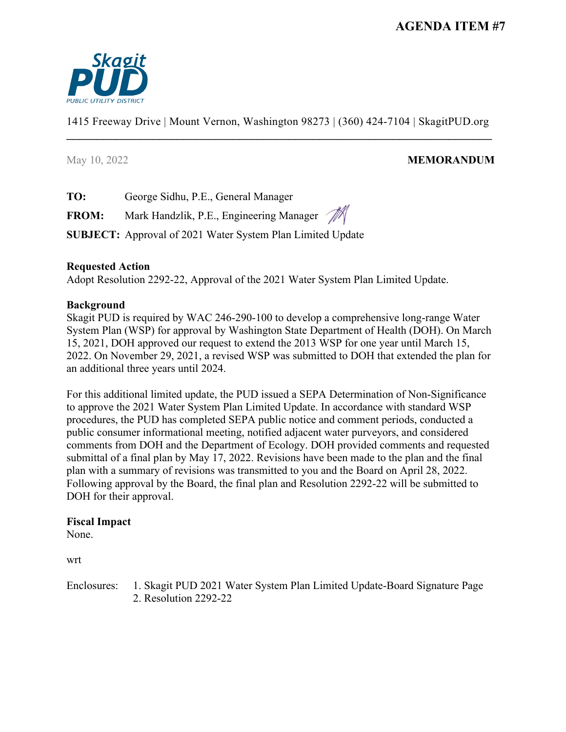**AGENDA ITEM #7**

Skagit PUD
PUBLIC UTILITY DISTRICT

1415 Freeway Drive | Mount Vernon, Washington 98273 | (360) 424-7104 | SkagitPUD.org

May 10, 2022 **MEMORANDUM**

**TO:** George Sidhu, P.E., General Manager

**FROM:** Mark Handzlik, P.E., Engineering Manager

**SUBJECT:** Approval of 2021 Water System Plan Limited Update

**Requested Action**

Adopt Resolution 2292-22, Approval of the 2021 Water System Plan Limited Update.

**Background**

Skagit PUD is required by WAC 246-290-100 to develop a comprehensive long-range Water System Plan (WSP) for approval by Washington State Department of Health (DOH). On March 15, 2021, DOH approved our request to extend the 2013 WSP for one year until March 15, 2022. On November 29, 2021, a revised WSP was submitted to DOH that extended the plan for an additional three years until 2024.

For this additional limited update, the PUD issued a SEPA Determination of Non-Significance to approve the 2021 Water System Plan Limited Update. In accordance with standard WSP procedures, the PUD has completed SEPA public notice and comment periods, conducted a public consumer informational meeting, notified adjacent water purveyors, and considered comments from DOH and the Department of Ecology. DOH provided comments and requested submittal of a final plan by May 17, 2022. Revisions have been made to the plan and the final plan with a summary of revisions was transmitted to you and the Board on April 28, 2022. Following approval by the Board, the final plan and Resolution 2292-22 will be submitted to DOH for their approval.

**Fiscal Impact**

None.

wrt

Enclosures:
1. Skagit PUD 2021 Water System Plan Limited Update-Board Signature Page
2. Resolution 2292-22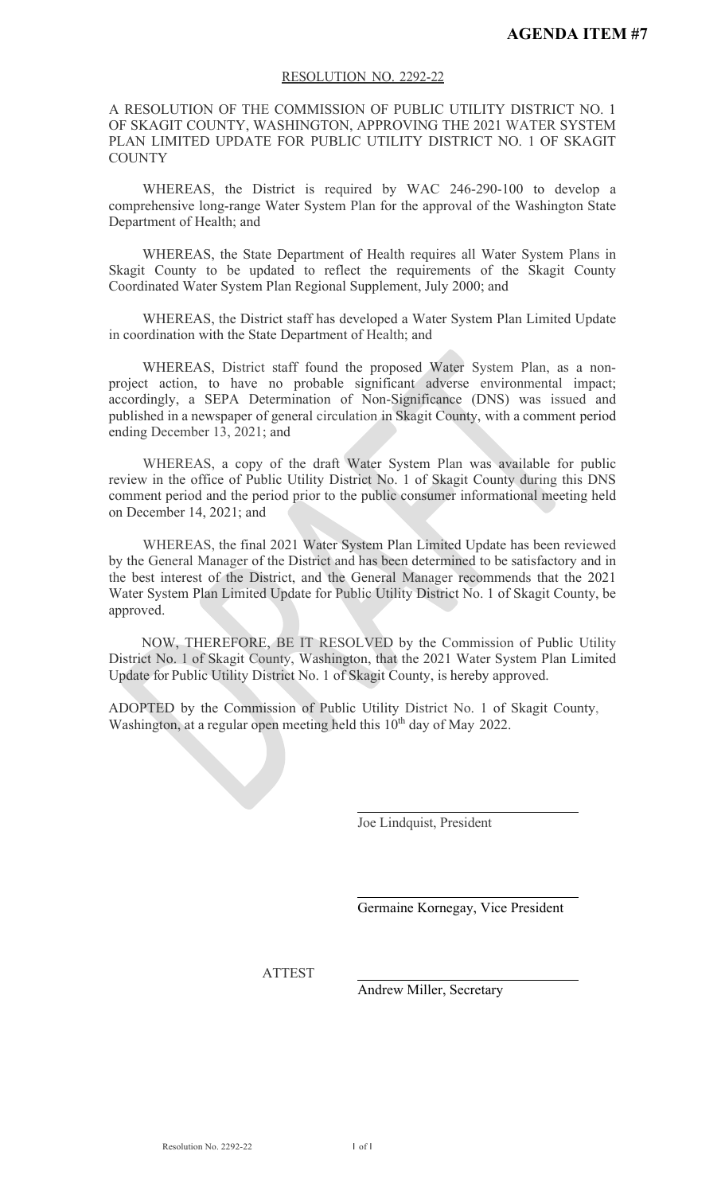**AGENDA ITEM #7**

RESOLUTION NO. 2292-22

A RESOLUTION OF THE COMMISSION OF PUBLIC UTILITY DISTRICT NO. 1 OF SKAGIT COUNTY, WASHINGTON, APPROVING THE 2021 WATER SYSTEM PLAN LIMITED UPDATE FOR PUBLIC UTILITY DISTRICT NO. 1 OF SKAGIT COUNTY

WHEREAS, the District is required by WAC 246-290-100 to develop a comprehensive long-range Water System Plan for the approval of the Washington State Department of Health; and

WHEREAS, the State Department of Health requires all Water System Plans in Skagit County to be updated to reflect the requirements of the Skagit County Coordinated Water System Plan Regional Supplement, July 2000; and

WHEREAS, the District staff has developed a Water System Plan Limited Update in coordination with the State Department of Health; and

WHEREAS, District staff found the proposed Water System Plan, as a non-project action, to have no probable significant adverse environmental impact; accordingly, a SEPA Determination of Non-Significance (DNS) was issued and published in a newspaper of general circulation in Skagit County, with a comment period ending December 13, 2021; and

WHEREAS, a copy of the draft Water System Plan was available for public review in the office of Public Utility District No. 1 of Skagit County during this DNS comment period and the period prior to the public consumer informational meeting held on December 14, 2021; and

WHEREAS, the final 2021 Water System Plan Limited Update has been reviewed by the General Manager of the District and has been determined to be satisfactory and in the best interest of the District, and the General Manager recommends that the 2021 Water System Plan Limited Update for Public Utility District No. 1 of Skagit County, be approved.

NOW, THEREFORE, BE IT RESOLVED by the Commission of Public Utility District No. 1 of Skagit County, Washington, that the 2021 Water System Plan Limited Update for Public Utility District No. 1 of Skagit County, is hereby approved.

ADOPTED by the Commission of Public Utility District No. 1 of Skagit County, Washington, at a regular open meeting held this 10th day of May 2022.

\_\_\_\_\_\_\_\_\_\_\_\_\_\_\_\_\_\_\_\_\_\_\_\_\_\_\_\_\_\_
Joe Lindquist, President

\_\_\_\_\_\_\_\_\_\_\_\_\_\_\_\_\_\_\_\_\_\_\_\_\_\_\_\_\_\_
Germaine Kornegay, Vice President

ATTEST

\_\_\_\_\_\_\_\_\_\_\_\_\_\_\_\_\_\_\_\_\_\_\_\_\_\_\_\_\_\_
Andrew Miller, Secretary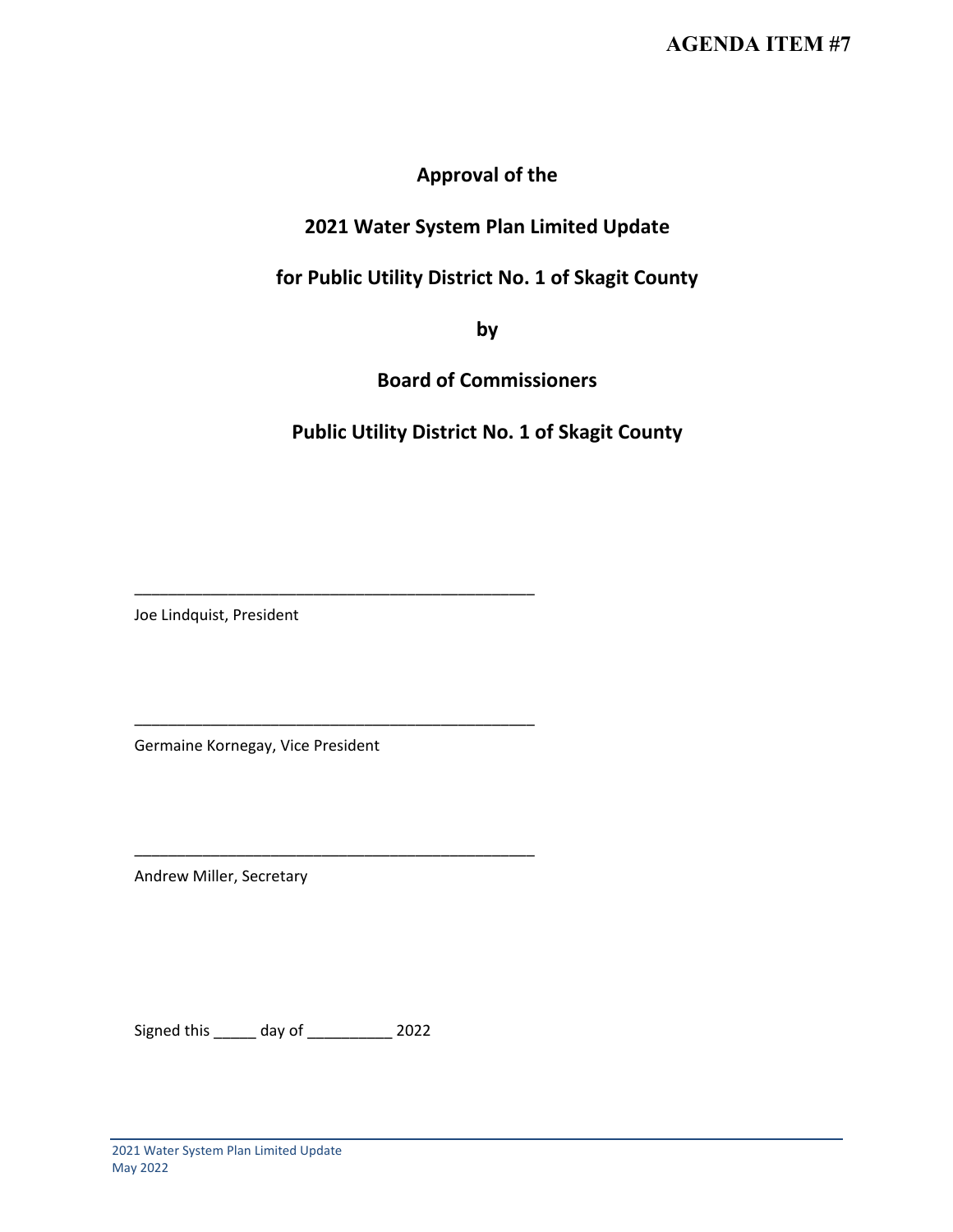**AGENDA ITEM #7**

# Approval of the

# 2021 Water System Plan Limited Update

# for Public Utility District No. 1 of Skagit County

# by

# Board of Commissioners

# Public Utility District No. 1 of Skagit County

______________________________________________

Joe Lindquist, President

______________________________________________

Germaine Kornegay, Vice President

______________________________________________

Andrew Miller, Secretary

Signed this _____ day of __________ 2022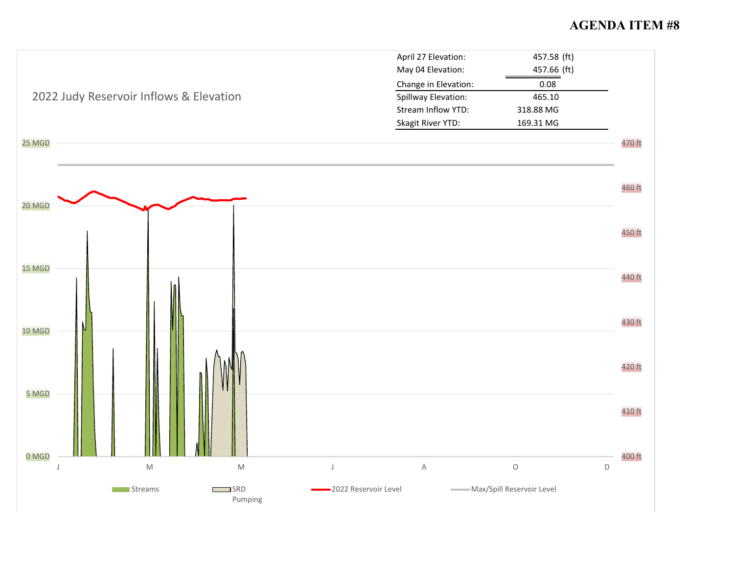**AGENDA ITEM #8**

## 2022 Judy Reservoir Inflows & Elevation

| | | |
|---|---|---|
| April 27 Elevation: | 457.58 | (ft) |
| May 04 Elevation: | 457.66 | (ft) |
| Change in Elevation: | 0.08 | |
| Spillway Elevation: | 465.10 | |
| Stream Inflow YTD: | 318.88 MG | |
| Skagit River YTD: | 169.31 MG | |

25 MGD, 20 MGD, 15 MGD, 10 MGD, 5 MGD, 0 MGD

470 ft, 460 ft, 450 ft, 440 ft, 430 ft, 420 ft, 410 ft, 400 ft

J M M J A O D

Streams | SRD Pumping | 2022 Reservoir Level | Max/Spill Reservoir Level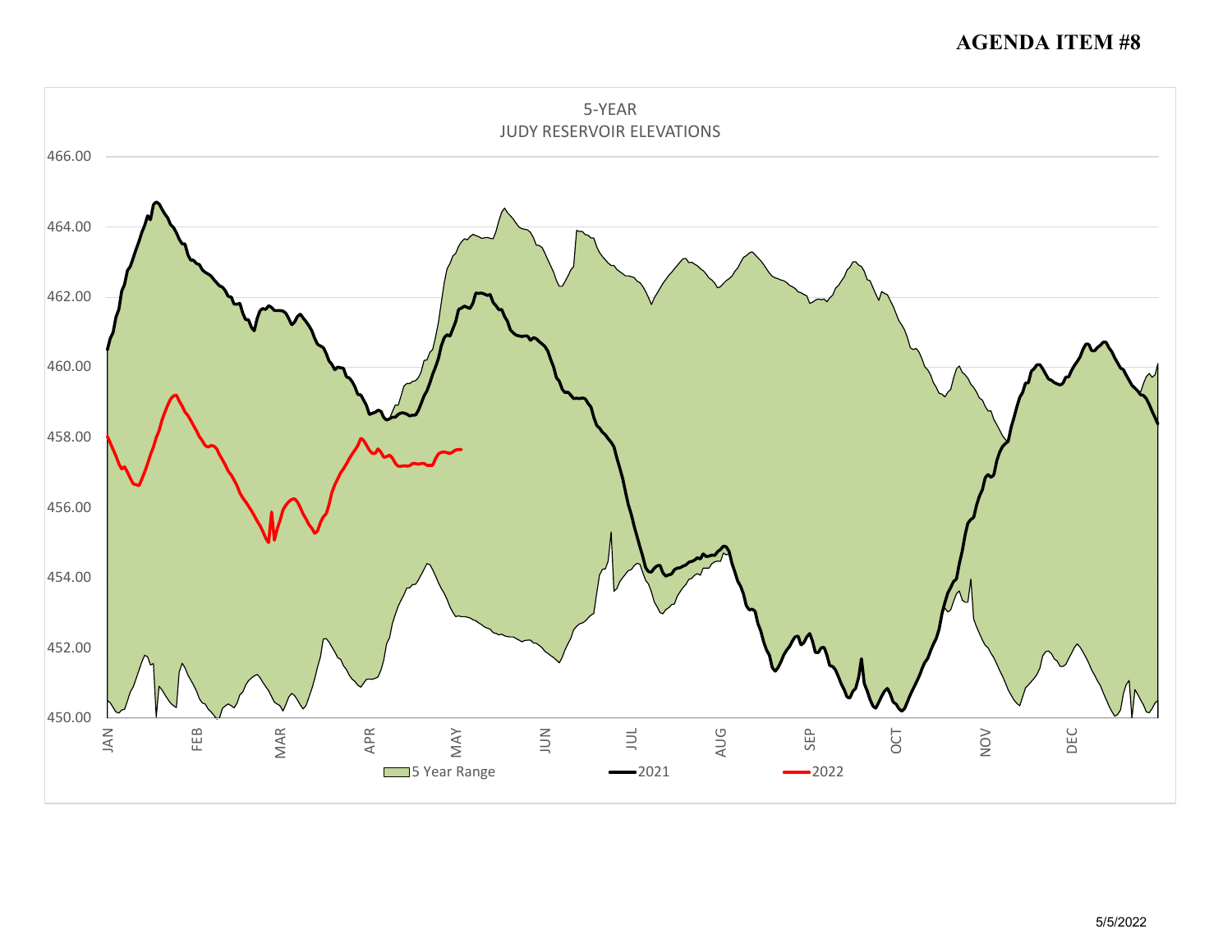**AGENDA ITEM #8**

5-YEAR
JUDY RESERVOIR ELEVATIONS

466.00
464.00
462.00
460.00
458.00
456.00
454.00
452.00
450.00

JAN FEB MAR APR MAY JUN JUL AUG SEP OCT NOV DEC

5 Year Range — 2021 — 2022

5/5/2022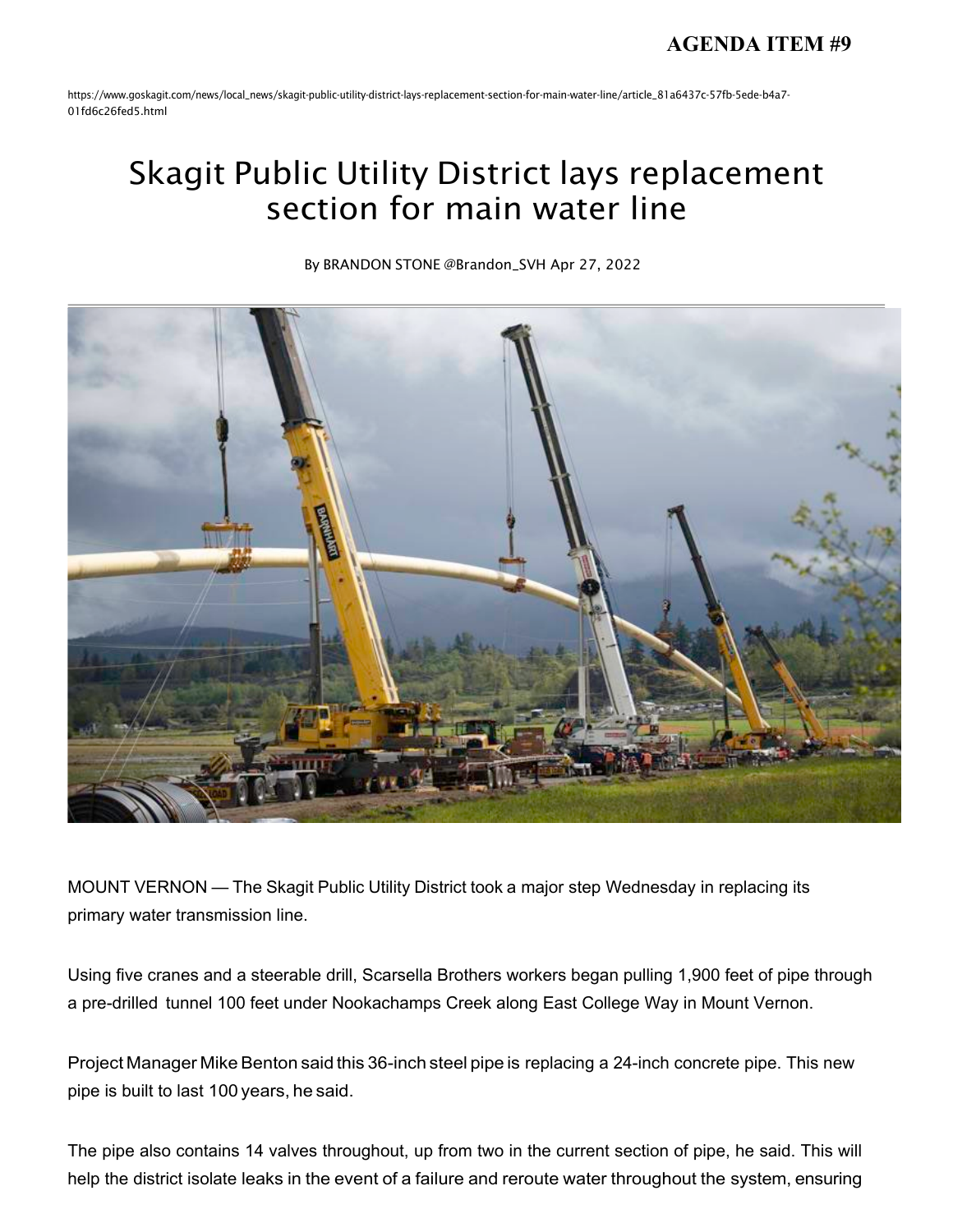**AGENDA ITEM #9**

https://www.goskagit.com/news/local_news/skagit-public-utility-district-lays-replacement-section-for-main-water-line/article_81a6437c-57fb-5ede-b4a7-01fd6c26fed5.html

# Skagit Public Utility District lays replacement section for main water line

By BRANDON STONE @Brandon_SVH Apr 27, 2022

MOUNT VERNON — The Skagit Public Utility District took a major step Wednesday in replacing its primary water transmission line.

Using five cranes and a steerable drill, Scarsella Brothers workers began pulling 1,900 feet of pipe through a pre-drilled tunnel 100 feet under Nookachamps Creek along East College Way in Mount Vernon.

Project Manager Mike Benton said this 36-inch steel pipe is replacing a 24-inch concrete pipe. This new pipe is built to last 100 years, he said.

The pipe also contains 14 valves throughout, up from two in the current section of pipe, he said. This will help the district isolate leaks in the event of a failure and reroute water throughout the system, ensuring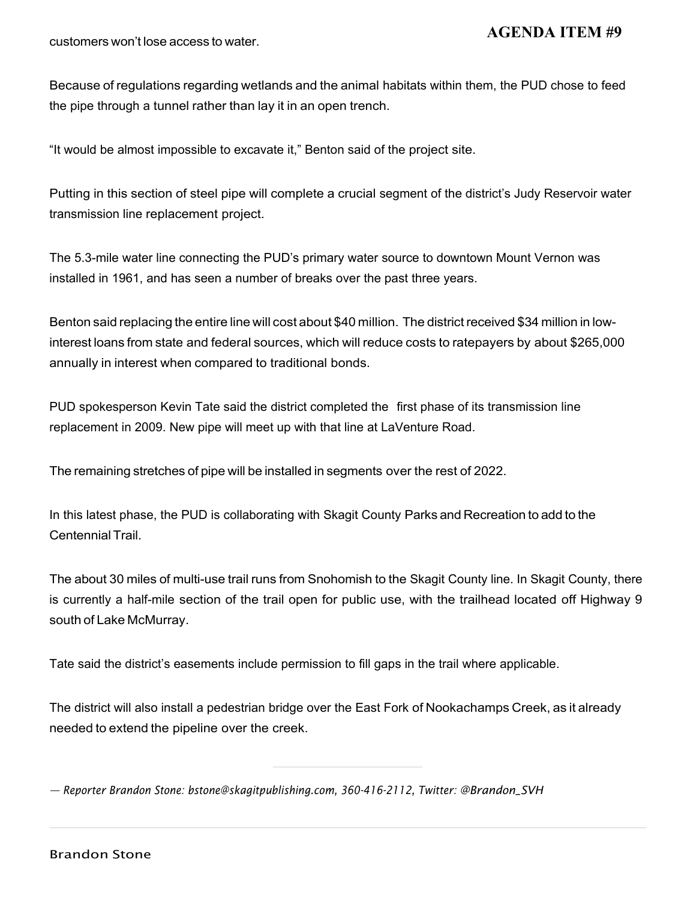customers won't lose access to water.

Because of regulations regarding wetlands and the animal habitats within them, the PUD chose to feed the pipe through a tunnel rather than lay it in an open trench.

"It would be almost impossible to excavate it," Benton said of the project site.

Putting in this section of steel pipe will complete a crucial segment of the district's Judy Reservoir water transmission line replacement project.

The 5.3-mile water line connecting the PUD's primary water source to downtown Mount Vernon was installed in 1961, and has seen a number of breaks over the past three years.

Benton said replacing the entire line will cost about $40 million. The district received $34 million in low-interest loans from state and federal sources, which will reduce costs to ratepayers by about $265,000 annually in interest when compared to traditional bonds.

PUD spokesperson Kevin Tate said the district completed the first phase of its transmission line replacement in 2009. New pipe will meet up with that line at LaVenture Road.

The remaining stretches of pipe will be installed in segments over the rest of 2022.

In this latest phase, the PUD is collaborating with Skagit County Parks and Recreation to add to the Centennial Trail.

The about 30 miles of multi-use trail runs from Snohomish to the Skagit County line. In Skagit County, there is currently a half-mile section of the trail open for public use, with the trailhead located off Highway 9 south of Lake McMurray.

Tate said the district's easements include permission to fill gaps in the trail where applicable.

The district will also install a pedestrian bridge over the East Fork of Nookachamps Creek, as it already needed to extend the pipeline over the creek.

---

*— Reporter Brandon Stone: bstone@skagitpublishing.com, 360-416-2112, Twitter: @Brandon_SVH*

---

Brandon Stone